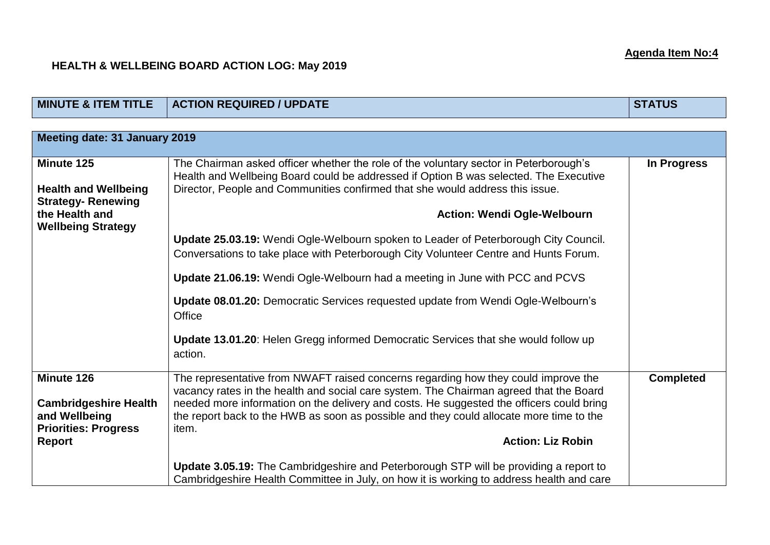**Agenda Item No:4**

## HEALTH & WELLBEING BOARD ACTION LOG: May 2019

| MINUTE & ITEM TITLE | ACTION REQUIRED / UPDATE | STATUS |
|---|---|---|
| **Meeting date: 31 January 2019** | | |
| **Minute 125**<br><br>**Health and Wellbeing Strategy- Renewing the Health and Wellbeing Strategy** | The Chairman asked officer whether the role of the voluntary sector in Peterborough's Health and Wellbeing Board could be addressed if Option B was selected. The Executive Director, People and Communities confirmed that she would address this issue.<br><br>**Action: Wendi Ogle-Welbourn**<br><br>**Update 25.03.19:** Wendi Ogle-Welbourn spoken to Leader of Peterborough City Council. Conversations to take place with Peterborough City Volunteer Centre and Hunts Forum.<br><br>**Update 21.06.19:** Wendi Ogle-Welbourn had a meeting in June with PCC and PCVS<br><br>**Update 08.01.20:** Democratic Services requested update from Wendi Ogle-Welbourn's Office<br><br>**Update 13.01.20**: Helen Gregg informed Democratic Services that she would follow up action. | **In Progress** |
| **Minute 126**<br><br>**Cambridgeshire Health and Wellbeing Priorities: Progress Report** | The representative from NWAFT raised concerns regarding how they could improve the vacancy rates in the health and social care system. The Chairman agreed that the Board needed more information on the delivery and costs. He suggested the officers could bring the report back to the HWB as soon as possible and they could allocate more time to the item.<br><br>**Action: Liz Robin**<br><br>**Update 3.05.19:** The Cambridgeshire and Peterborough STP will be providing a report to Cambridgeshire Health Committee in July, on how it is working to address health and care | **Completed** |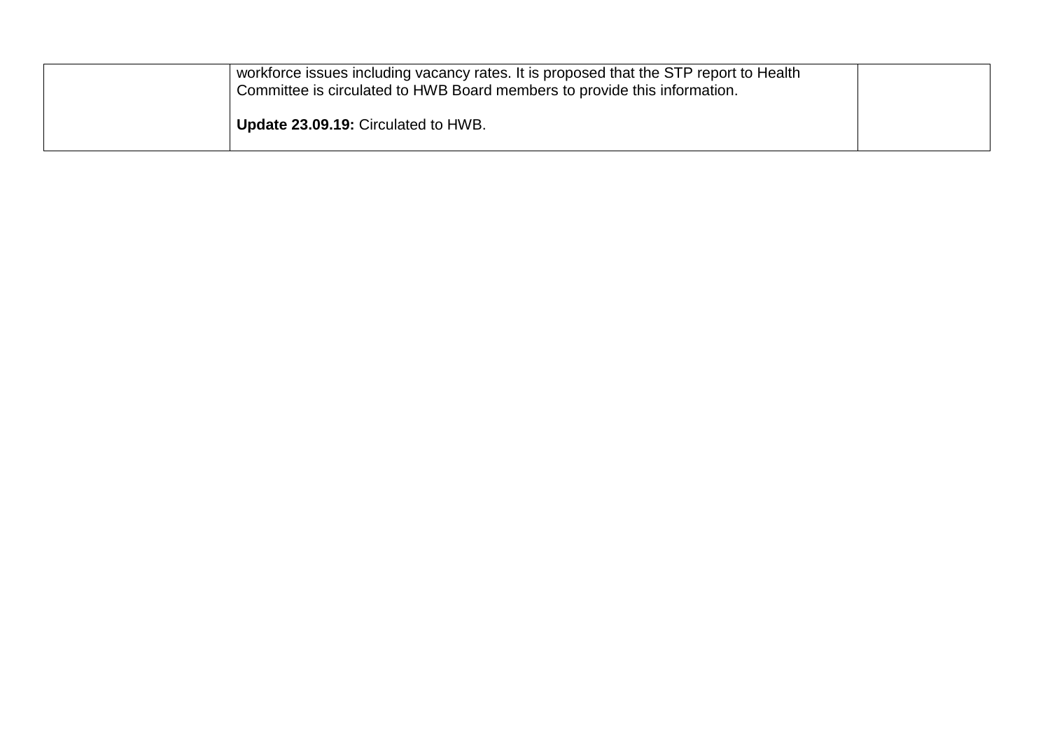| | | |
|---|---|---|
| | workforce issues including vacancy rates. It is proposed that the STP report to Health Committee is circulated to HWB Board members to provide this information.<br><br>**Update 23.09.19:** Circulated to HWB. | |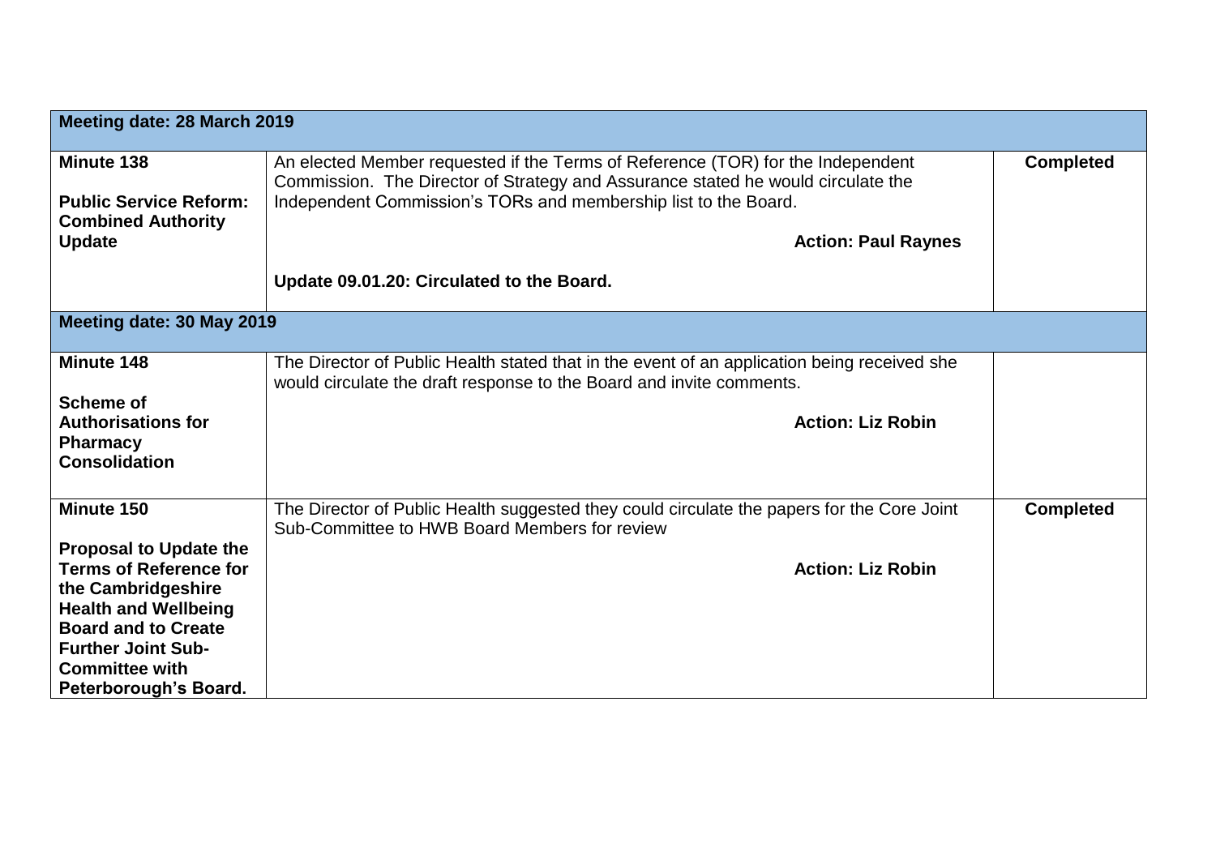| Meeting date: 28 March 2019 | | |
|---|---|---|
| **Minute 138**<br><br>**Public Service Reform: Combined Authority Update** | An elected Member requested if the Terms of Reference (TOR) for the Independent Commission. The Director of Strategy and Assurance stated he would circulate the Independent Commission's TORs and membership list to the Board.<br><br>**Action: Paul Raynes**<br><br>**Update 09.01.20: Circulated to the Board.** | **Completed** |
| **Meeting date: 30 May 2019** | | |
| **Minute 148**<br><br>**Scheme of Authorisations for Pharmacy Consolidation** | The Director of Public Health stated that in the event of an application being received she would circulate the draft response to the Board and invite comments.<br><br>**Action: Liz Robin** | |
| **Minute 150**<br><br>**Proposal to Update the Terms of Reference for the Cambridgeshire Health and Wellbeing Board and to Create Further Joint Sub-Committee with Peterborough's Board.** | The Director of Public Health suggested they could circulate the papers for the Core Joint Sub-Committee to HWB Board Members for review<br><br>**Action: Liz Robin** | **Completed** |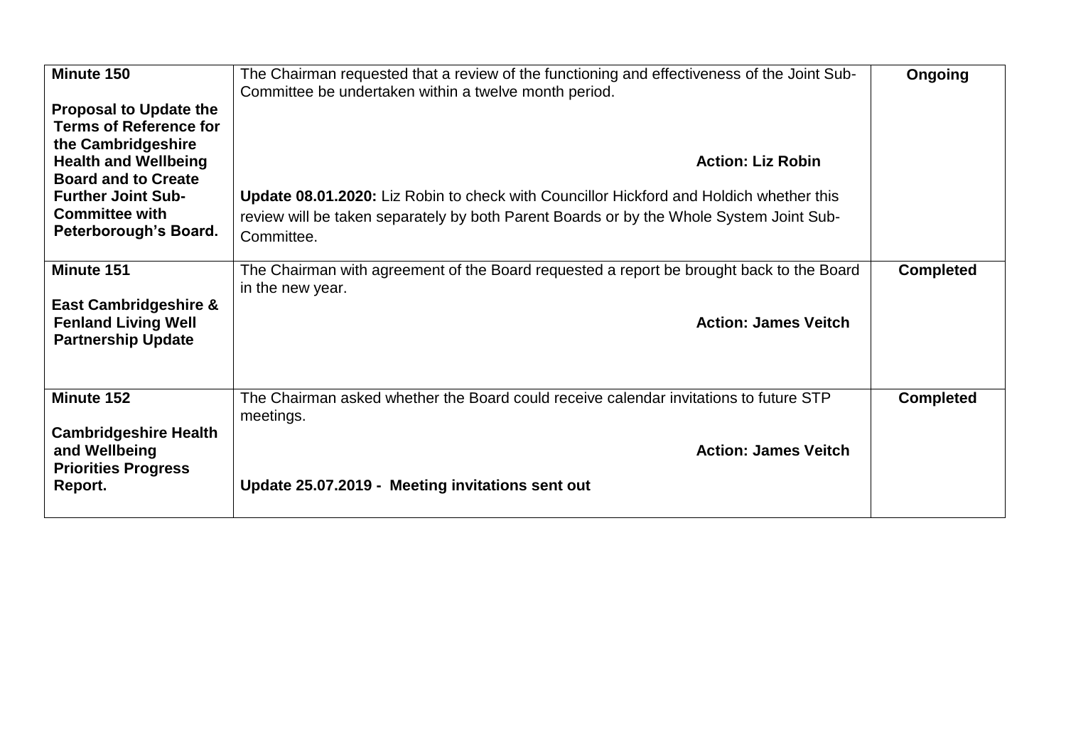| | | |
|---|---|---|
| **Minute 150**<br><br>**Proposal to Update the Terms of Reference for the Cambridgeshire Health and Wellbeing Board and to Create Further Joint Sub-Committee with Peterborough's Board.** | The Chairman requested that a review of the functioning and effectiveness of the Joint Sub-Committee be undertaken within a twelve month period.<br><br>**Action: Liz Robin**<br><br>**Update 08.01.2020:** Liz Robin to check with Councillor Hickford and Holdich whether this review will be taken separately by both Parent Boards or by the Whole System Joint Sub-Committee. | **Ongoing** |
| **Minute 151**<br><br>**East Cambridgeshire & Fenland Living Well Partnership Update** | The Chairman with agreement of the Board requested a report be brought back to the Board in the new year.<br><br>**Action: James Veitch** | **Completed** |
| **Minute 152**<br><br>**Cambridgeshire Health and Wellbeing Priorities Progress Report.** | The Chairman asked whether the Board could receive calendar invitations to future STP meetings.<br><br>**Action: James Veitch**<br><br>**Update 25.07.2019 - Meeting invitations sent out** | **Completed** |